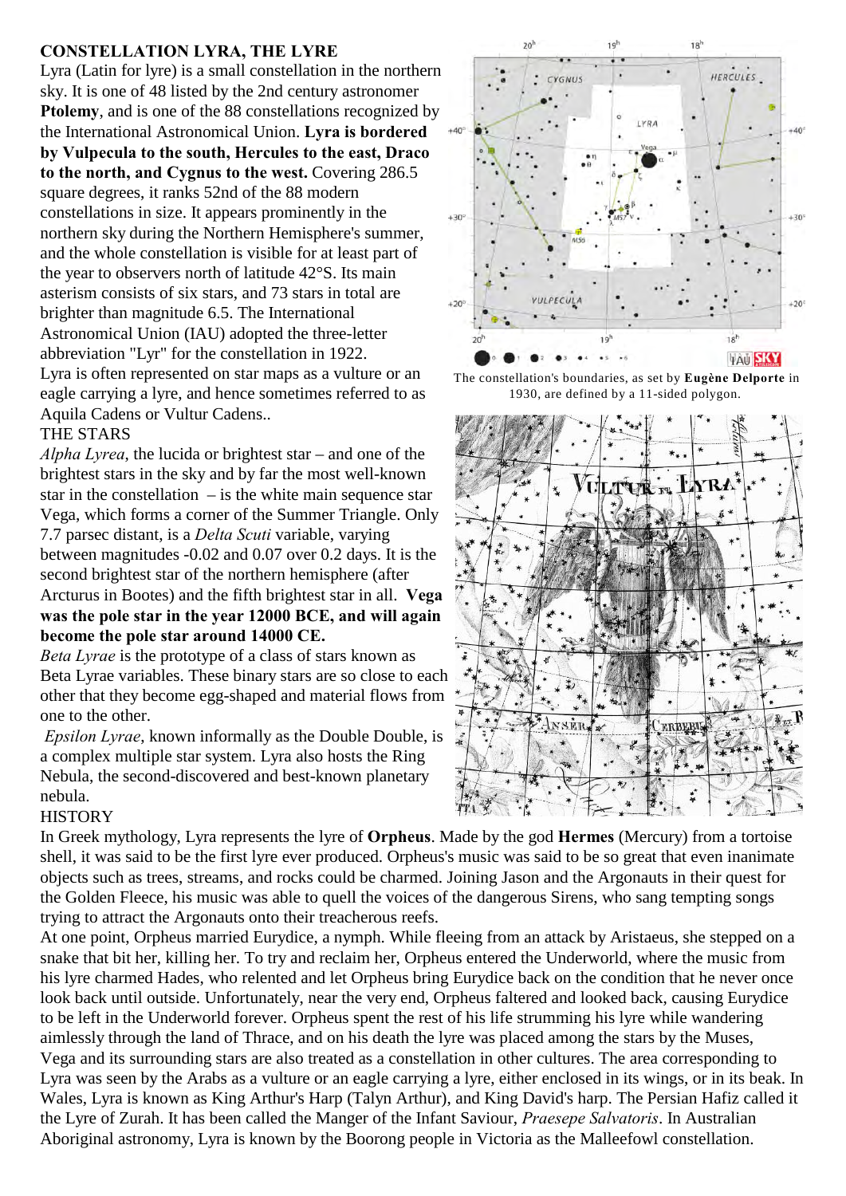# CONSTELLATION LYRA, THE LYRE

Lyra (Latin for lyre) is a small constellation in the northern sky. It is one of 48 listed by the 2nd century astronomer **Ptolemy**, and is one of the 88 constellations recognized by the International Astronomical Union. **Lyra is bordered by Vulpecula to the south, Hercules to the east, Draco to the north, and Cygnus to the west.** Covering 286.5 square degrees, it ranks 52nd of the 88 modern constellations in size. It appears prominently in the northern sky during the Northern Hemisphere's summer, and the whole constellation is visible for at least part of the year to observers north of latitude 42°S. Its main asterism consists of six stars, and 73 stars in total are brighter than magnitude 6.5. The International Astronomical Union (IAU) adopted the three-letter abbreviation "Lyr" for the constellation in 1922.

Lyra is often represented on star maps as a vulture or an eagle carrying a lyre, and hence sometimes referred to as Aquila Cadens or Vultur Cadens..

The constellation's boundaries, as set by **Eugène Delporte** in 1930, are defined by a 11-sided polygon.

## THE STARS

*Alpha Lyrea*, the lucida or brightest star – and one of the brightest stars in the sky and by far the most well-known star in the constellation – is the white main sequence star Vega, which forms a corner of the Summer Triangle. Only 7.7 parsec distant, is a *Delta Scuti* variable, varying between magnitudes -0.02 and 0.07 over 0.2 days. It is the second brightest star of the northern hemisphere (after Arcturus in Bootes) and the fifth brightest star in all. **Vega was the pole star in the year 12000 BCE, and will again become the pole star around 14000 CE.**

*Beta Lyrae* is the prototype of a class of stars known as Beta Lyrae variables. These binary stars are so close to each other that they become egg-shaped and material flows from one to the other.

*Epsilon Lyrae*, known informally as the Double Double, is a complex multiple star system. Lyra also hosts the Ring Nebula, the second-discovered and best-known planetary nebula.

## HISTORY

In Greek mythology, Lyra represents the lyre of **Orpheus**. Made by the god **Hermes** (Mercury) from a tortoise shell, it was said to be the first lyre ever produced. Orpheus's music was said to be so great that even inanimate objects such as trees, streams, and rocks could be charmed. Joining Jason and the Argonauts in their quest for the Golden Fleece, his music was able to quell the voices of the dangerous Sirens, who sang tempting songs trying to attract the Argonauts onto their treacherous reefs.

At one point, Orpheus married Eurydice, a nymph. While fleeing from an attack by Aristaeus, she stepped on a snake that bit her, killing her. To try and reclaim her, Orpheus entered the Underworld, where the music from his lyre charmed Hades, who relented and let Orpheus bring Eurydice back on the condition that he never once look back until outside. Unfortunately, near the very end, Orpheus faltered and looked back, causing Eurydice to be left in the Underworld forever. Orpheus spent the rest of his life strumming his lyre while wandering aimlessly through the land of Thrace, and on his death the lyre was placed among the stars by the Muses,

Vega and its surrounding stars are also treated as a constellation in other cultures. The area corresponding to Lyra was seen by the Arabs as a vulture or an eagle carrying a lyre, either enclosed in its wings, or in its beak. In Wales, Lyra is known as King Arthur's Harp (Talyn Arthur), and King David's harp. The Persian Hafiz called it the Lyre of Zurah. It has been called the Manger of the Infant Saviour, *Praesepe Salvatoris*. In Australian Aboriginal astronomy, Lyra is known by the Boorong people in Victoria as the Malleefowl constellation.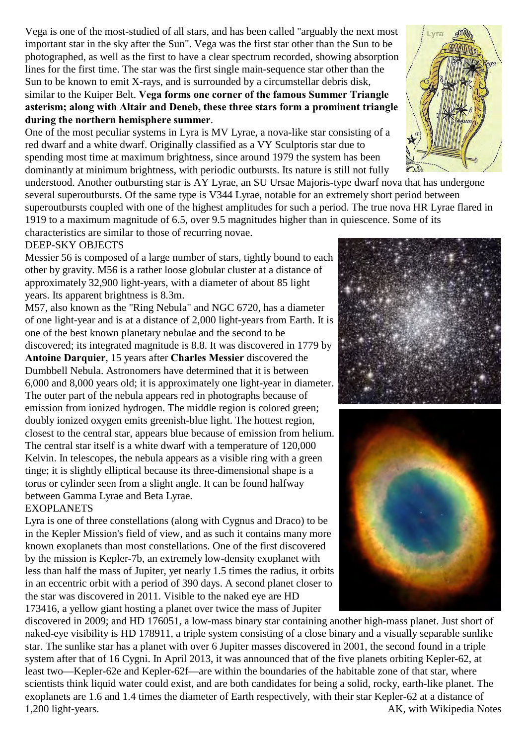Vega is one of the most-studied of all stars, and has been called "arguably the next most important star in the sky after the Sun". Vega was the first star other than the Sun to be photographed, as well as the first to have a clear spectrum recorded, showing absorption lines for the first time. The star was the first single main-sequence star other than the Sun to be known to emit X-rays, and is surrounded by a circumstellar debris disk, similar to the Kuiper Belt. **Vega forms one corner of the famous Summer Triangle asterism; along with Altair and Deneb, these three stars form a prominent triangle during the northern hemisphere summer**.

One of the most peculiar systems in Lyra is MV Lyrae, a nova-like star consisting of a red dwarf and a white dwarf. Originally classified as a VY Sculptoris star due to spending most time at maximum brightness, since around 1979 the system has been dominantly at minimum brightness, with periodic outbursts. Its nature is still not fully understood. Another outbursting star is AY Lyrae, an SU Ursae Majoris-type dwarf nova that has undergone several superoutbursts. Of the same type is V344 Lyrae, notable for an extremely short period between superoutbursts coupled with one of the highest amplitudes for such a period. The true nova HR Lyrae flared in 1919 to a maximum magnitude of 6.5, over 9.5 magnitudes higher than in quiescence. Some of its characteristics are similar to those of recurring novae.

DEEP-SKY OBJECTS

Messier 56 is composed of a large number of stars, tightly bound to each other by gravity. M56 is a rather loose globular cluster at a distance of approximately 32,900 light-years, with a diameter of about 85 light years. Its apparent brightness is 8.3m.

M57, also known as the "Ring Nebula" and NGC 6720, has a diameter of one light-year and is at a distance of 2,000 light-years from Earth. It is one of the best known planetary nebulae and the second to be discovered; its integrated magnitude is 8.8. It was discovered in 1779 by **Antoine Darquier**, 15 years after **Charles Messier** discovered the Dumbbell Nebula. Astronomers have determined that it is between 6,000 and 8,000 years old; it is approximately one light-year in diameter. The outer part of the nebula appears red in photographs because of emission from ionized hydrogen. The middle region is colored green; doubly ionized oxygen emits greenish-blue light. The hottest region, closest to the central star, appears blue because of emission from helium. The central star itself is a white dwarf with a temperature of 120,000 Kelvin. In telescopes, the nebula appears as a visible ring with a green tinge; it is slightly elliptical because its three-dimensional shape is a torus or cylinder seen from a slight angle. It can be found halfway between Gamma Lyrae and Beta Lyrae.

EXOPLANETS

Lyra is one of three constellations (along with Cygnus and Draco) to be in the Kepler Mission's field of view, and as such it contains many more known exoplanets than most constellations. One of the first discovered by the mission is Kepler-7b, an extremely low-density exoplanet with less than half the mass of Jupiter, yet nearly 1.5 times the radius, it orbits in an eccentric orbit with a period of 390 days. A second planet closer to the star was discovered in 2011. Visible to the naked eye are HD 173416, a yellow giant hosting a planet over twice the mass of Jupiter discovered in 2009; and HD 176051, a low-mass binary star containing another high-mass planet. Just short of naked-eye visibility is HD 178911, a triple system consisting of a close binary and a visually separable sunlike star. The sunlike star has a planet with over 6 Jupiter masses discovered in 2001, the second found in a triple system after that of 16 Cygni. In April 2013, it was announced that of the five planets orbiting Kepler-62, at least two—Kepler-62e and Kepler-62f—are within the boundaries of the habitable zone of that star, where scientists think liquid water could exist, and are both candidates for being a solid, rocky, earth-like planet. The exoplanets are 1.6 and 1.4 times the diameter of Earth respectively, with their star Kepler-62 at a distance of 1,200 light-years.

AK, with Wikipedia Notes